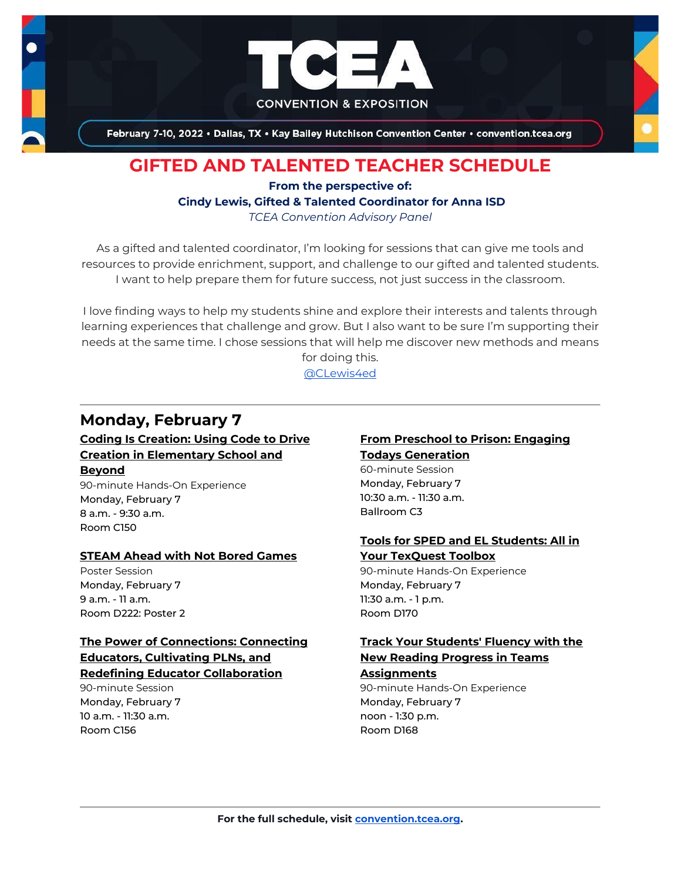# TCEA

CONVENTION & EXPOSITION

February 7-10, 2022 • Dallas, TX • Kay Bailey Hutchison Convention Center • convention.tcea.org

## GIFTED AND TALENTED TEACHER SCHEDULE

**From the perspective of:**

**Cindy Lewis, Gifted & Talented Coordinator for Anna ISD**

*TCEA Convention Advisory Panel*

As a gifted and talented coordinator, I'm looking for sessions that can give me tools and resources to provide enrichment, support, and challenge to our gifted and talented students. I want to help prepare them for future success, not just success in the classroom.

I love finding ways to help my students shine and explore their interests and talents through learning experiences that challenge and grow. But I also want to be sure I'm supporting their needs at the same time. I chose sessions that will help me discover new methods and means for doing this.

@CLewis4ed

## Monday, February 7

**Coding Is Creation: Using Code to Drive Creation in Elementary School and Beyond**

90-minute Hands-On Experience
Monday, February 7
8 a.m. - 9:30 a.m.
Room C150

**STEAM Ahead with Not Bored Games**

Poster Session
Monday, February 7
9 a.m. - 11 a.m.
Room D222: Poster 2

**The Power of Connections: Connecting Educators, Cultivating PLNs, and Redefining Educator Collaboration**

90-minute Session
Monday, February 7
10 a.m. - 11:30 a.m.
Room C156

**From Preschool to Prison: Engaging Todays Generation**

60-minute Session
Monday, February 7
10:30 a.m. - 11:30 a.m.
Ballroom C3

**Tools for SPED and EL Students: All in Your TexQuest Toolbox**

90-minute Hands-On Experience
Monday, February 7
11:30 a.m. - 1 p.m.
Room D170

**Track Your Students' Fluency with the New Reading Progress in Teams Assignments**

90-minute Hands-On Experience
Monday, February 7
noon - 1:30 p.m.
Room D168

For the full schedule, visit convention.tcea.org.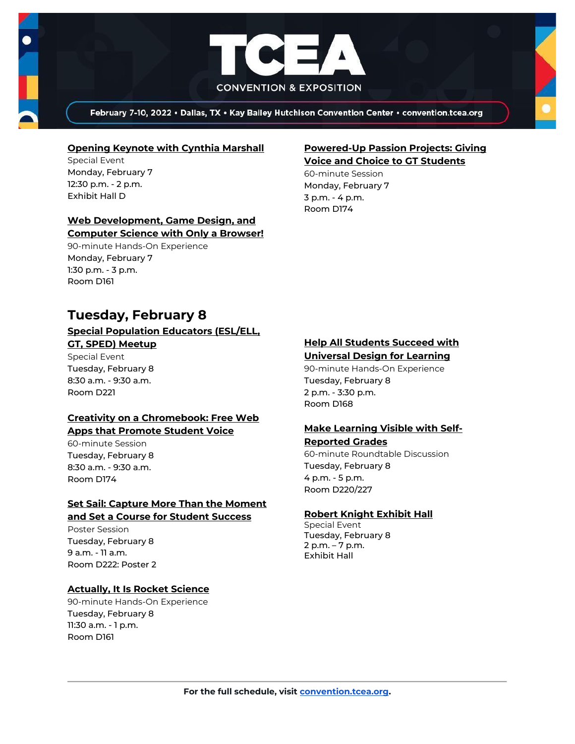**Opening Keynote with Cynthia Marshall**
Special Event
Monday, February 7
12:30 p.m. - 2 p.m.
Exhibit Hall D

**Web Development, Game Design, and Computer Science with Only a Browser!**
90-minute Hands-On Experience
Monday, February 7
1:30 p.m. - 3 p.m.
Room D161

**Powered-Up Passion Projects: Giving Voice and Choice to GT Students**
60-minute Session
Monday, February 7
3 p.m. - 4 p.m.
Room D174

## Tuesday, February 8

**Special Population Educators (ESL/ELL, GT, SPED) Meetup**
Special Event
Tuesday, February 8
8:30 a.m. - 9:30 a.m.
Room D221

**Creativity on a Chromebook: Free Web Apps that Promote Student Voice**
60-minute Session
Tuesday, February 8
8:30 a.m. - 9:30 a.m.
Room D174

**Set Sail: Capture More Than the Moment and Set a Course for Student Success**
Poster Session
Tuesday, February 8
9 a.m. - 11 a.m.
Room D222: Poster 2

**Actually, It Is Rocket Science**
90-minute Hands-On Experience
Tuesday, February 8
11:30 a.m. - 1 p.m.
Room D161

**Help All Students Succeed with Universal Design for Learning**
90-minute Hands-On Experience
Tuesday, February 8
2 p.m. - 3:30 p.m.
Room D168

**Make Learning Visible with Self-Reported Grades**
60-minute Roundtable Discussion
Tuesday, February 8
4 p.m. - 5 p.m.
Room D220/227

**Robert Knight Exhibit Hall**
Special Event
Tuesday, February 8
2 p.m. – 7 p.m.
Exhibit Hall

**For the full schedule, visit convention.tcea.org.**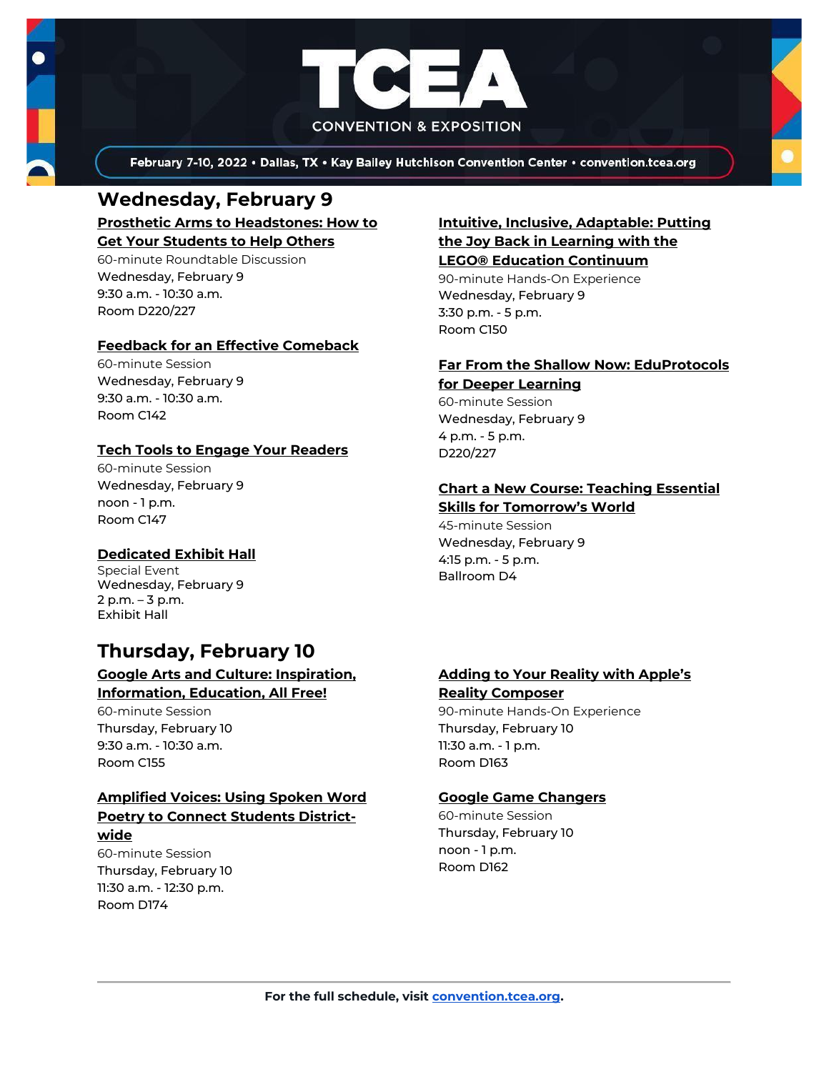## Wednesday, February 9

**Prosthetic Arms to Headstones: How to Get Your Students to Help Others**
60-minute Roundtable Discussion
Wednesday, February 9
9:30 a.m. - 10:30 a.m.
Room D220/227

**Feedback for an Effective Comeback**
60-minute Session
Wednesday, February 9
9:30 a.m. - 10:30 a.m.
Room C142

**Tech Tools to Engage Your Readers**
60-minute Session
Wednesday, February 9
noon - 1 p.m.
Room C147

**Dedicated Exhibit Hall**
Special Event
Wednesday, February 9
2 p.m. – 3 p.m.
Exhibit Hall

**Intuitive, Inclusive, Adaptable: Putting the Joy Back in Learning with the LEGO® Education Continuum**
90-minute Hands-On Experience
Wednesday, February 9
3:30 p.m. - 5 p.m.
Room C150

**Far From the Shallow Now: EduProtocols for Deeper Learning**
60-minute Session
Wednesday, February 9
4 p.m. - 5 p.m.
D220/227

**Chart a New Course: Teaching Essential Skills for Tomorrow's World**
45-minute Session
Wednesday, February 9
4:15 p.m. - 5 p.m.
Ballroom D4

## Thursday, February 10

**Google Arts and Culture: Inspiration, Information, Education, All Free!**
60-minute Session
Thursday, February 10
9:30 a.m. - 10:30 a.m.
Room C155

**Amplified Voices: Using Spoken Word Poetry to Connect Students District-wide**
60-minute Session
Thursday, February 10
11:30 a.m. - 12:30 p.m.
Room D174

**Adding to Your Reality with Apple's Reality Composer**
90-minute Hands-On Experience
Thursday, February 10
11:30 a.m. - 1 p.m.
Room D163

**Google Game Changers**
60-minute Session
Thursday, February 10
noon - 1 p.m.
Room D162

**For the full schedule, visit [convention.tcea.org](convention.tcea.org).**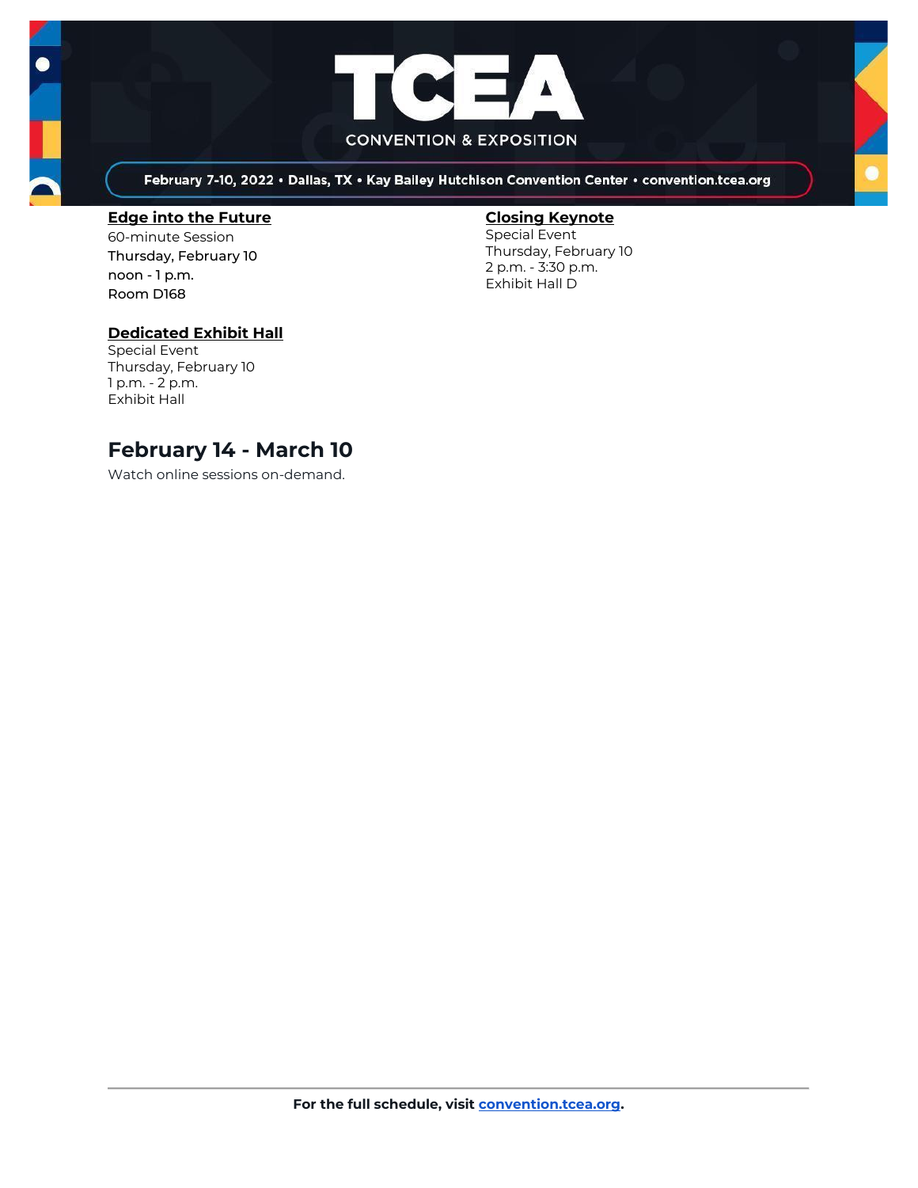**Edge into the Future**
60-minute Session
Thursday, February 10
noon - 1 p.m.
Room D168

**Dedicated Exhibit Hall**
Special Event
Thursday, February 10
1 p.m. - 2 p.m.
Exhibit Hall

**Closing Keynote**
Special Event
Thursday, February 10
2 p.m. - 3:30 p.m.
Exhibit Hall D

## February 14 - March 10

Watch online sessions on-demand.

**For the full schedule, visit [convention.tcea.org](convention.tcea.org).**